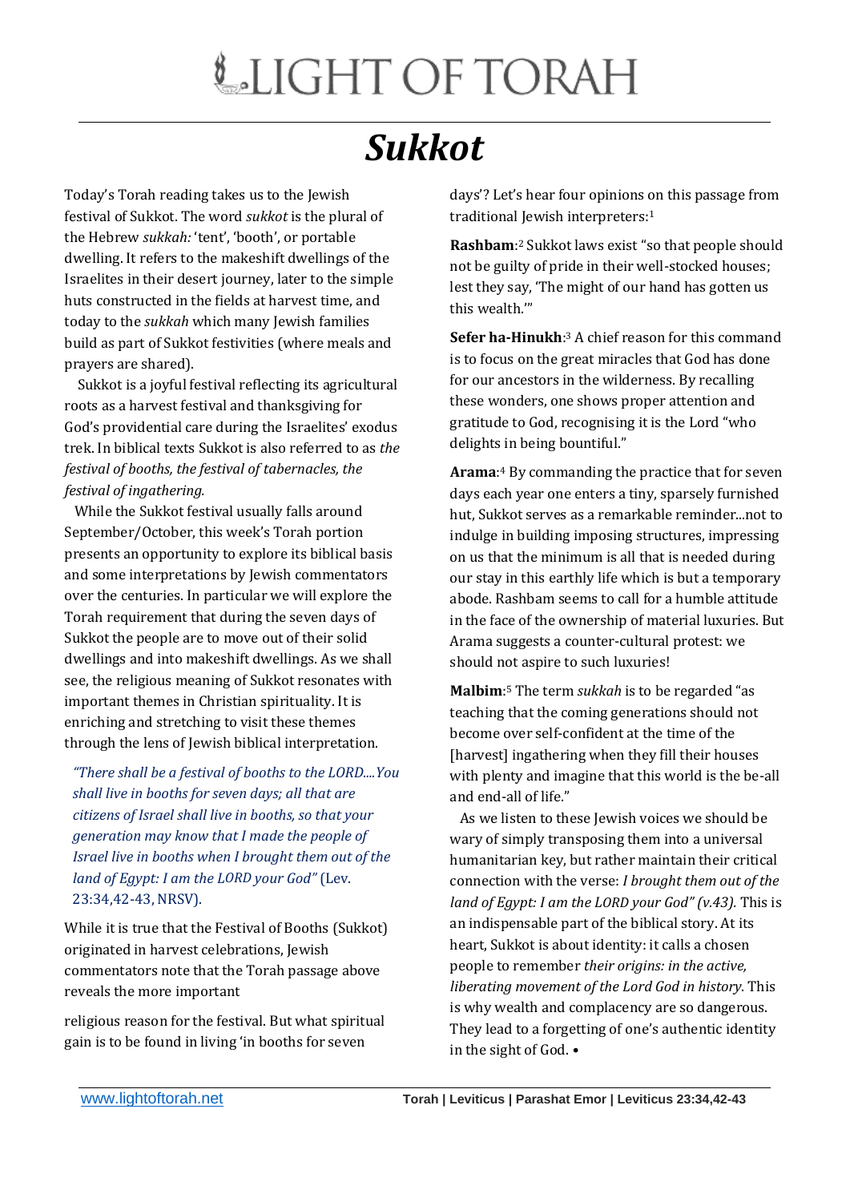# LIGHT OF TORAH

# *Sukkot*

Today's Torah reading takes us to the Jewish festival of Sukkot. The word *sukkot* is the plural of the Hebrew *sukkah:* 'tent', 'booth', or portable dwelling. It refers to the makeshift dwellings of the Israelites in their desert journey, later to the simple huts constructed in the fields at harvest time, and today to the *sukkah* which many Jewish families build as part of Sukkot festivities (where meals and prayers are shared).

Sukkot is a joyful festival reflecting its agricultural roots as a harvest festival and thanksgiving for God's providential care during the Israelites' exodus trek. In biblical texts Sukkot is also referred to as *the festival of booths, the festival of tabernacles, the festival of ingathering.*

While the Sukkot festival usually falls around September/October, this week's Torah portion presents an opportunity to explore its biblical basis and some interpretations by Jewish commentators over the centuries. In particular we will explore the Torah requirement that during the seven days of Sukkot the people are to move out of their solid dwellings and into makeshift dwellings. As we shall see, the religious meaning of Sukkot resonates with important themes in Christian spirituality. It is enriching and stretching to visit these themes through the lens of Jewish biblical interpretation.

> *"There shall be a festival of booths to the LORD....You shall live in booths for seven days; all that are citizens of Israel shall live in booths, so that your generation may know that I made the people of Israel live in booths when I brought them out of the land of Egypt: I am the LORD your God"* (Lev. 23:34,42-43, NRSV).

While it is true that the Festival of Booths (Sukkot) originated in harvest celebrations, Jewish commentators note that the Torah passage above reveals the more important religious reason for the festival. But what spiritual gain is to be found in living 'in booths for seven days'? Let's hear four opinions on this passage from traditional Jewish interpreters:[1]

**Rashbam**:[2] Sukkot laws exist "so that people should not be guilty of pride in their well-stocked houses; lest they say, 'The might of our hand has gotten us this wealth.'"

**Sefer ha-Hinukh**:[3] A chief reason for this command is to focus on the great miracles that God has done for our ancestors in the wilderness. By recalling these wonders, one shows proper attention and gratitude to God, recognising it is the Lord "who delights in being bountiful."

**Arama**:[4] By commanding the practice that for seven days each year one enters a tiny, sparsely furnished hut, Sukkot serves as a remarkable reminder...not to indulge in building imposing structures, impressing on us that the minimum is all that is needed during our stay in this earthly life which is but a temporary abode. Rashbam seems to call for a humble attitude in the face of the ownership of material luxuries. But Arama suggests a counter-cultural protest: we should not aspire to such luxuries!

**Malbim**:[5] The term *sukkah* is to be regarded "as teaching that the coming generations should not become over self-confident at the time of the [harvest] ingathering when they fill their houses with plenty and imagine that this world is the be-all and end-all of life."

As we listen to these Jewish voices we should be wary of simply transposing them into a universal humanitarian key, but rather maintain their critical connection with the verse: *I brought them out of the land of Egypt: I am the LORD your God" (v.43).* This is an indispensable part of the biblical story. At its heart, Sukkot is about identity: it calls a chosen people to remember *their origins: in the active, liberating movement of the Lord God in history*. This is why wealth and complacency are so dangerous. They lead to a forgetting of one's authentic identity in the sight of God. •

www.lightoftorah.net | Torah | Leviticus | Parashat Emor | Leviticus 23:34,42-43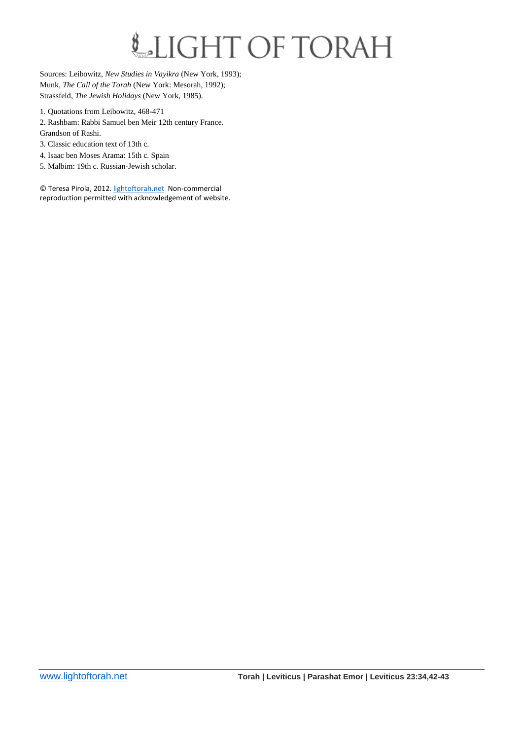Sources: Leibowitz, *New Studies in Vayikra* (New York, 1993); Munk, *The Call of the Torah* (New York: Mesorah, 1992); Strassfeld, *The Jewish Holidays* (New York, 1985).

1. Quotations from Leibowitz, 468-471
2. Rashbam: Rabbi Samuel ben Meir 12th century France. Grandson of Rashi.
3. Classic education text of 13th c.
4. Isaac ben Moses Arama: 15th c. Spain
5. Malbim: 19th c. Russian-Jewish scholar.

© Teresa Pirola, 2012. lightoftorah.net Non-commercial reproduction permitted with acknowledgement of website.